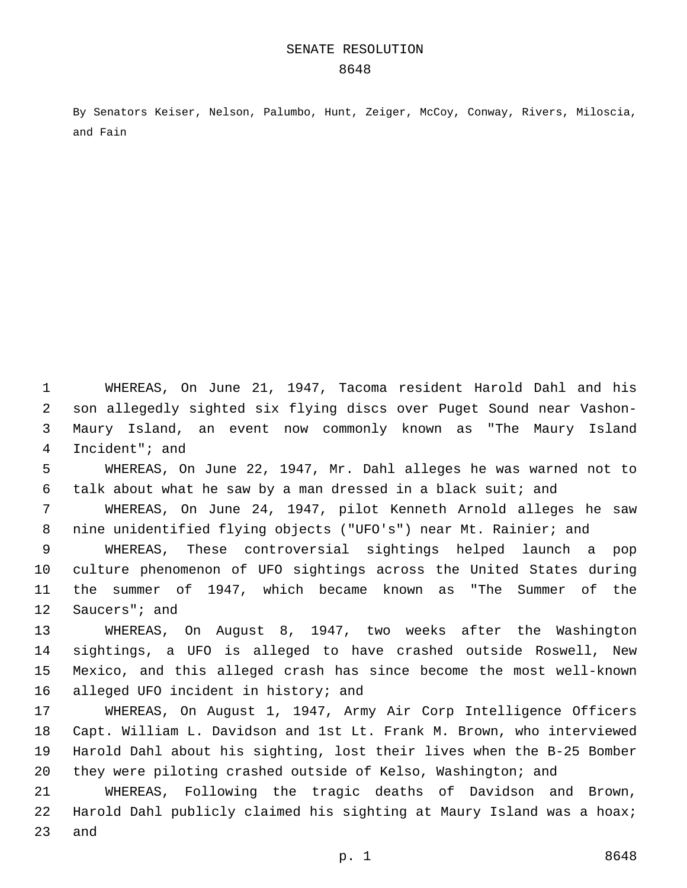# SENATE RESOLUTION
# 8648

By Senators Keiser, Nelson, Palumbo, Hunt, Zeiger, McCoy, Conway, Rivers, Miloscia, and Fain

WHEREAS, On June 21, 1947, Tacoma resident Harold Dahl and his son allegedly sighted six flying discs over Puget Sound near Vashon-Maury Island, an event now commonly known as "The Maury Island Incident"; and

WHEREAS, On June 22, 1947, Mr. Dahl alleges he was warned not to talk about what he saw by a man dressed in a black suit; and

WHEREAS, On June 24, 1947, pilot Kenneth Arnold alleges he saw nine unidentified flying objects ("UFO's") near Mt. Rainier; and

WHEREAS, These controversial sightings helped launch a pop culture phenomenon of UFO sightings across the United States during the summer of 1947, which became known as "The Summer of the Saucers"; and

WHEREAS, On August 8, 1947, two weeks after the Washington sightings, a UFO is alleged to have crashed outside Roswell, New Mexico, and this alleged crash has since become the most well-known alleged UFO incident in history; and

WHEREAS, On August 1, 1947, Army Air Corp Intelligence Officers Capt. William L. Davidson and 1st Lt. Frank M. Brown, who interviewed Harold Dahl about his sighting, lost their lives when the B-25 Bomber they were piloting crashed outside of Kelso, Washington; and

WHEREAS, Following the tragic deaths of Davidson and Brown, Harold Dahl publicly claimed his sighting at Maury Island was a hoax; and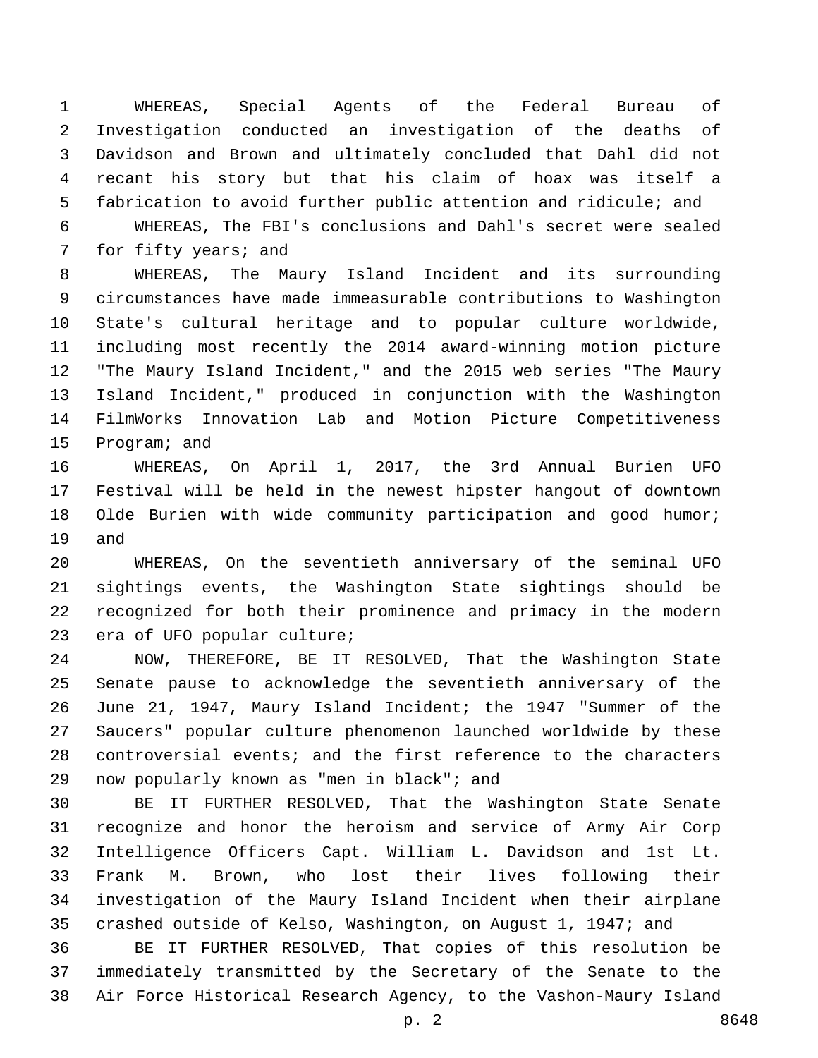WHEREAS, Special Agents of the Federal Bureau of Investigation conducted an investigation of the deaths of Davidson and Brown and ultimately concluded that Dahl did not recant his story but that his claim of hoax was itself a fabrication to avoid further public attention and ridicule; and

WHEREAS, The FBI's conclusions and Dahl's secret were sealed for fifty years; and

WHEREAS, The Maury Island Incident and its surrounding circumstances have made immeasurable contributions to Washington State's cultural heritage and to popular culture worldwide, including most recently the 2014 award-winning motion picture "The Maury Island Incident," and the 2015 web series "The Maury Island Incident," produced in conjunction with the Washington FilmWorks Innovation Lab and Motion Picture Competitiveness Program; and

WHEREAS, On April 1, 2017, the 3rd Annual Burien UFO Festival will be held in the newest hipster hangout of downtown Olde Burien with wide community participation and good humor; and

WHEREAS, On the seventieth anniversary of the seminal UFO sightings events, the Washington State sightings should be recognized for both their prominence and primacy in the modern era of UFO popular culture;

NOW, THEREFORE, BE IT RESOLVED, That the Washington State Senate pause to acknowledge the seventieth anniversary of the June 21, 1947, Maury Island Incident; the 1947 "Summer of the Saucers" popular culture phenomenon launched worldwide by these controversial events; and the first reference to the characters now popularly known as "men in black"; and

BE IT FURTHER RESOLVED, That the Washington State Senate recognize and honor the heroism and service of Army Air Corp Intelligence Officers Capt. William L. Davidson and 1st Lt. Frank M. Brown, who lost their lives following their investigation of the Maury Island Incident when their airplane crashed outside of Kelso, Washington, on August 1, 1947; and

BE IT FURTHER RESOLVED, That copies of this resolution be immediately transmitted by the Secretary of the Senate to the Air Force Historical Research Agency, to the Vashon-Maury Island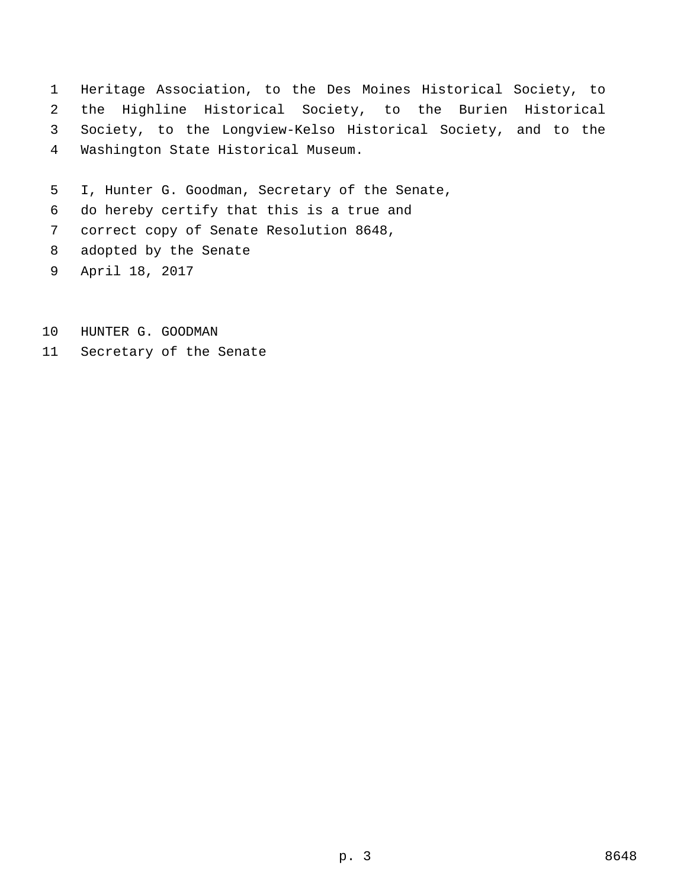Heritage Association, to the Des Moines Historical Society, to the Highline Historical Society, to the Burien Historical Society, to the Longview-Kelso Historical Society, and to the Washington State Historical Museum.

I, Hunter G. Goodman, Secretary of the Senate,
do hereby certify that this is a true and
correct copy of Senate Resolution 8648,
adopted by the Senate
April 18, 2017

HUNTER G. GOODMAN
Secretary of the Senate